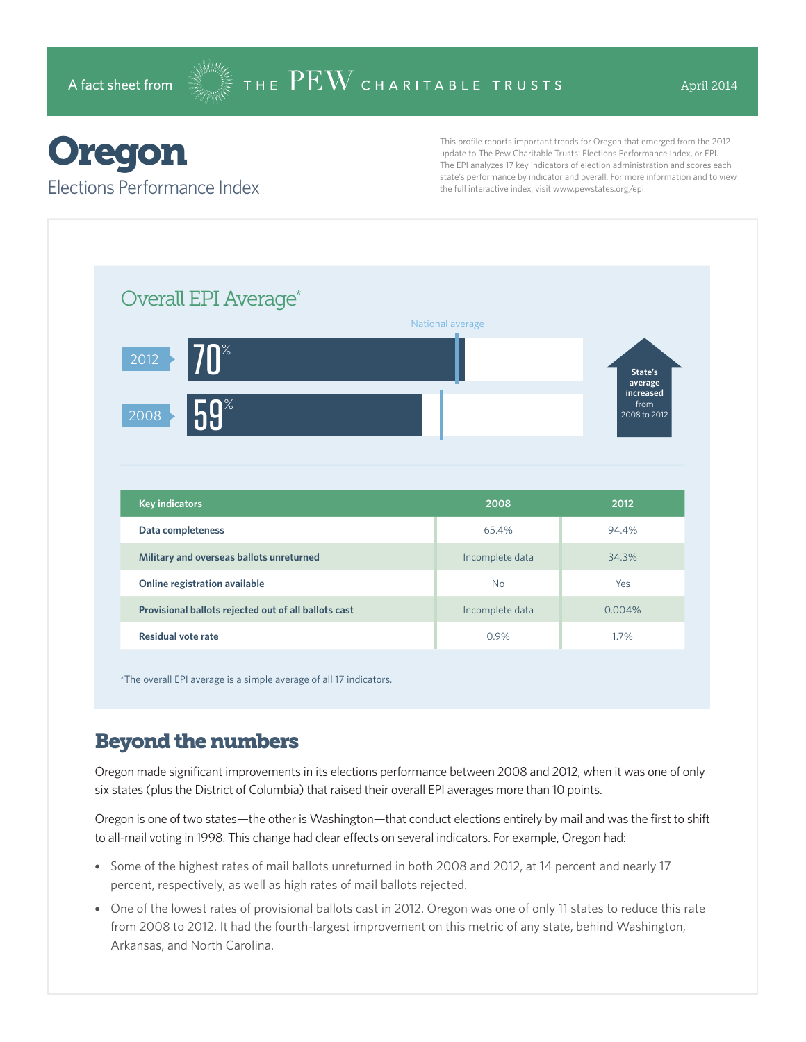A fact sheet from THE PEW CHARITABLE TRUSTS | April 2014

# Oregon

## Elections Performance Index

This profile reports important trends for Oregon that emerged from the 2012 update to The Pew Charitable Trusts' Elections Performance Index, or EPI. The EPI analyzes 17 key indicators of election administration and scores each state's performance by indicator and overall. For more information and to view the full interactive index, visit www.pewstates.org/epi.

### Overall EPI Average*

National average

| Year | Overall EPI Average |
|---|---|
| 2012 | 70% |
| 2008 | 59% |

State's average increased from 2008 to 2012

| Key indicators | 2008 | 2012 |
|---|---|---|
| Data completeness | 65.4% | 94.4% |
| Military and overseas ballots unreturned | Incomplete data | 34.3% |
| Online registration available | No | Yes |
| Provisional ballots rejected out of all ballots cast | Incomplete data | 0.004% |
| Residual vote rate | 0.9% | 1.7% |

*The overall EPI average is a simple average of all 17 indicators.

## Beyond the numbers

Oregon made significant improvements in its elections performance between 2008 and 2012, when it was one of only six states (plus the District of Columbia) that raised their overall EPI averages more than 10 points.

Oregon is one of two states—the other is Washington—that conduct elections entirely by mail and was the first to shift to all-mail voting in 1998. This change had clear effects on several indicators. For example, Oregon had:

- Some of the highest rates of mail ballots unreturned in both 2008 and 2012, at 14 percent and nearly 17 percent, respectively, as well as high rates of mail ballots rejected.
- One of the lowest rates of provisional ballots cast in 2012. Oregon was one of only 11 states to reduce this rate from 2008 to 2012. It had the fourth-largest improvement on this metric of any state, behind Washington, Arkansas, and North Carolina.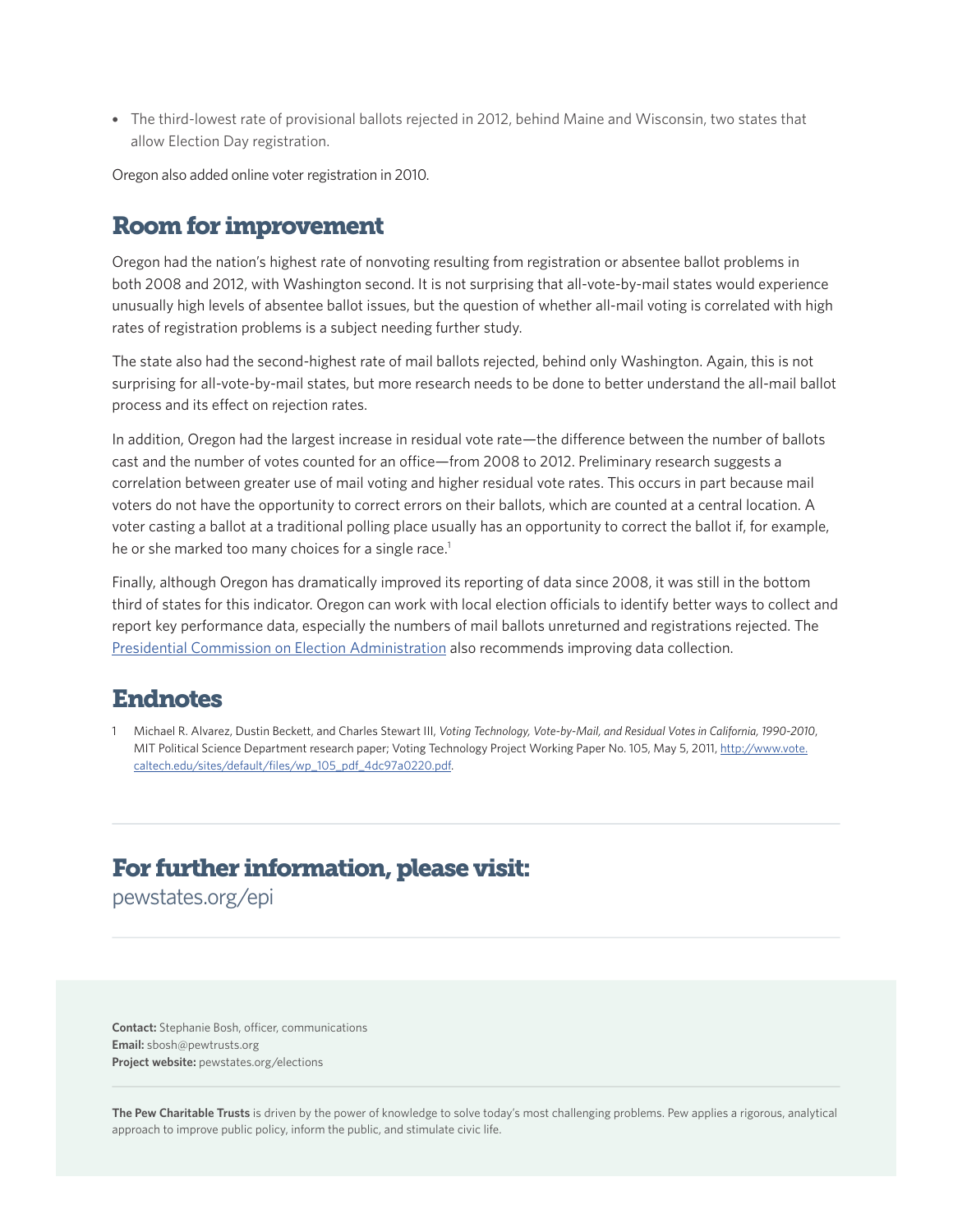- The third-lowest rate of provisional ballots rejected in 2012, behind Maine and Wisconsin, two states that allow Election Day registration.

Oregon also added online voter registration in 2010.

## Room for improvement

Oregon had the nation's highest rate of nonvoting resulting from registration or absentee ballot problems in both 2008 and 2012, with Washington second. It is not surprising that all-vote-by-mail states would experience unusually high levels of absentee ballot issues, but the question of whether all-mail voting is correlated with high rates of registration problems is a subject needing further study.

The state also had the second-highest rate of mail ballots rejected, behind only Washington. Again, this is not surprising for all-vote-by-mail states, but more research needs to be done to better understand the all-mail ballot process and its effect on rejection rates.

In addition, Oregon had the largest increase in residual vote rate—the difference between the number of ballots cast and the number of votes counted for an office—from 2008 to 2012. Preliminary research suggests a correlation between greater use of mail voting and higher residual vote rates. This occurs in part because mail voters do not have the opportunity to correct errors on their ballots, which are counted at a central location. A voter casting a ballot at a traditional polling place usually has an opportunity to correct the ballot if, for example, he or she marked too many choices for a single race.[1]

Finally, although Oregon has dramatically improved its reporting of data since 2008, it was still in the bottom third of states for this indicator. Oregon can work with local election officials to identify better ways to collect and report key performance data, especially the numbers of mail ballots unreturned and registrations rejected. The Presidential Commission on Election Administration also recommends improving data collection.

## Endnotes

1 Michael R. Alvarez, Dustin Beckett, and Charles Stewart III, *Voting Technology, Vote-by-Mail, and Residual Votes in California, 1990-2010*, MIT Political Science Department research paper; Voting Technology Project Working Paper No. 105, May 5, 2011, http://www.vote.caltech.edu/sites/default/files/wp_105_pdf_4dc97a0220.pdf.

## For further information, please visit:

pewstates.org/epi

**Contact:** Stephanie Bosh, officer, communications
**Email:** sbosh@pewtrusts.org
**Project website:** pewstates.org/elections

**The Pew Charitable Trusts** is driven by the power of knowledge to solve today's most challenging problems. Pew applies a rigorous, analytical approach to improve public policy, inform the public, and stimulate civic life.